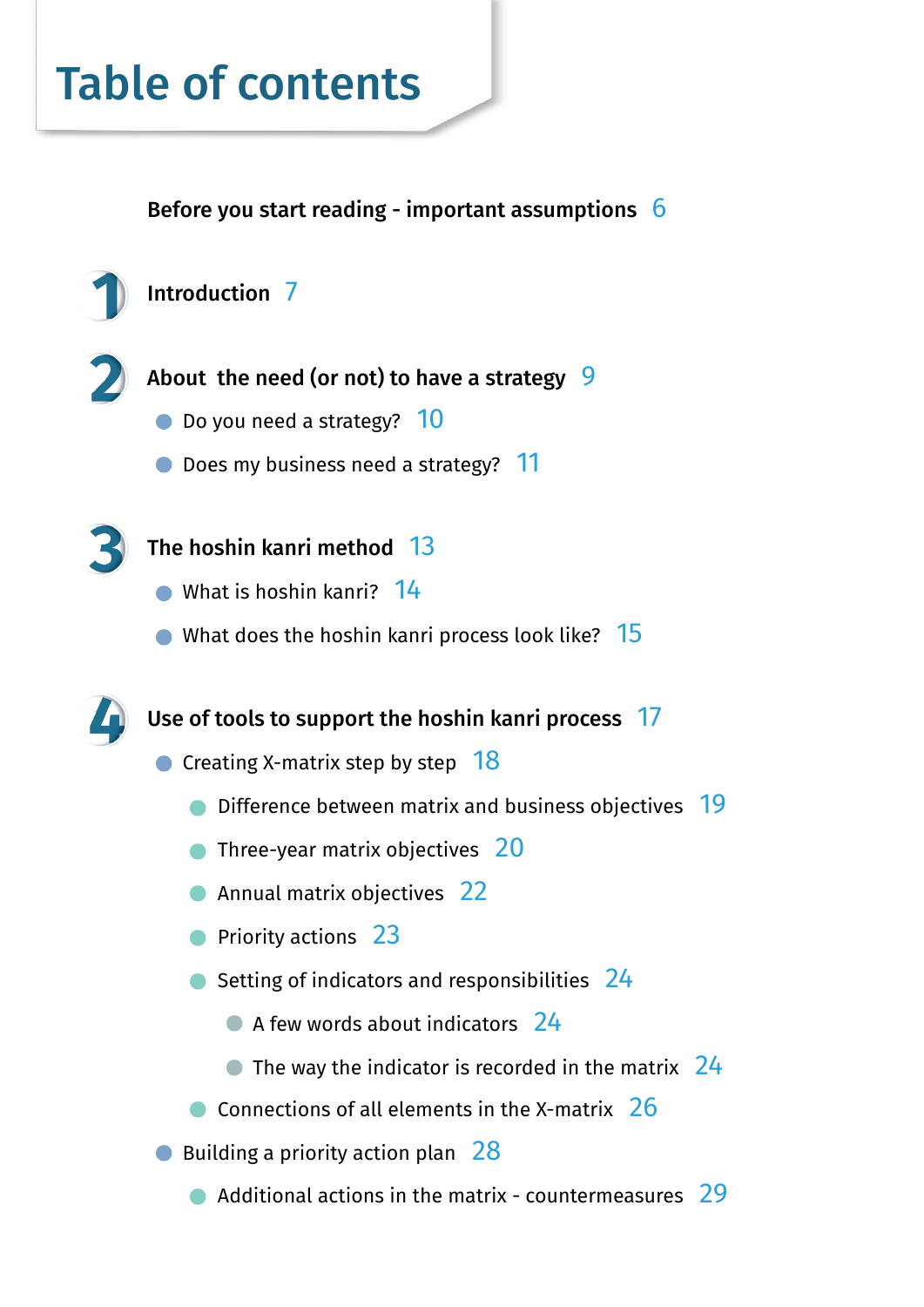# Table of contents

**Before you start reading - important assumptions** 6

**1 Introduction** 7

**2 About the need (or not) to have a strategy** 9

- Do you need a strategy? 10
- Does my business need a strategy? 11

**3 The hoshin kanri method** 13

- What is hoshin kanri? 14
- What does the hoshin kanri process look like? 15

**4 Use of tools to support the hoshin kanri process** 17

- Creating X-matrix step by step 18
  - Difference between matrix and business objectives 19
  - Three-year matrix objectives 20
  - Annual matrix objectives 22
  - Priority actions 23
  - Setting of indicators and responsibilities 24
    - A few words about indicators 24
    - The way the indicator is recorded in the matrix 24
  - Connections of all elements in the X-matrix 26
- Building a priority action plan 28
  - Additional actions in the matrix - countermeasures 29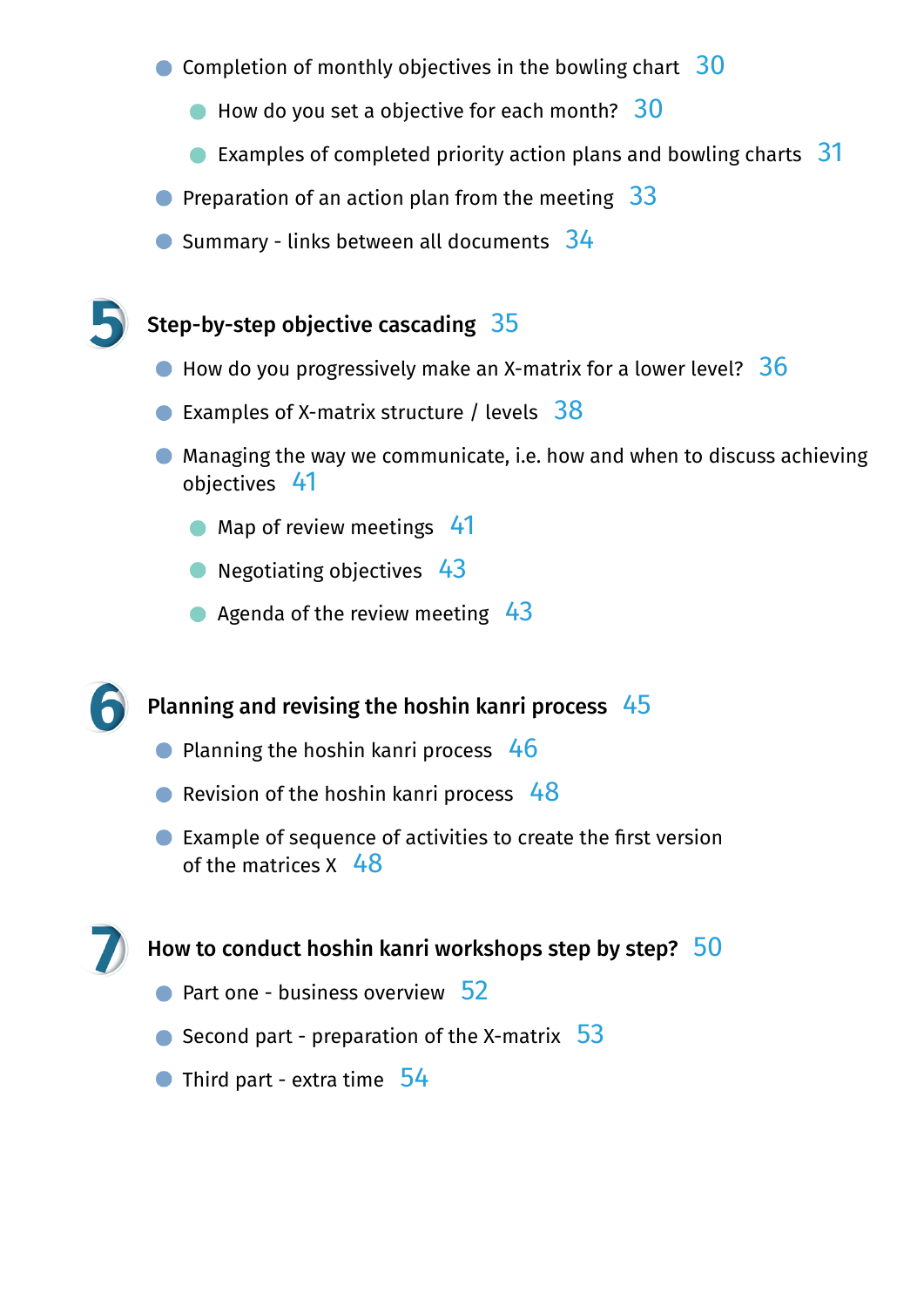- Completion of monthly objectives in the bowling chart 30
    - How do you set a objective for each month? 30
    - Examples of completed priority action plans and bowling charts 31
- Preparation of an action plan from the meeting 33
- Summary - links between all documents 34

## 5 Step-by-step objective cascading 35

- How do you progressively make an X-matrix for a lower level? 36
- Examples of X-matrix structure / levels 38
- Managing the way we communicate, i.e. how and when to discuss achieving objectives 41
    - Map of review meetings 41
    - Negotiating objectives 43
    - Agenda of the review meeting 43

## 6 Planning and revising the hoshin kanri process 45

- Planning the hoshin kanri process 46
- Revision of the hoshin kanri process 48
- Example of sequence of activities to create the first version of the matrices X 48

## 7 How to conduct hoshin kanri workshops step by step? 50

- Part one - business overview 52
- Second part - preparation of the X-matrix 53
- Third part - extra time 54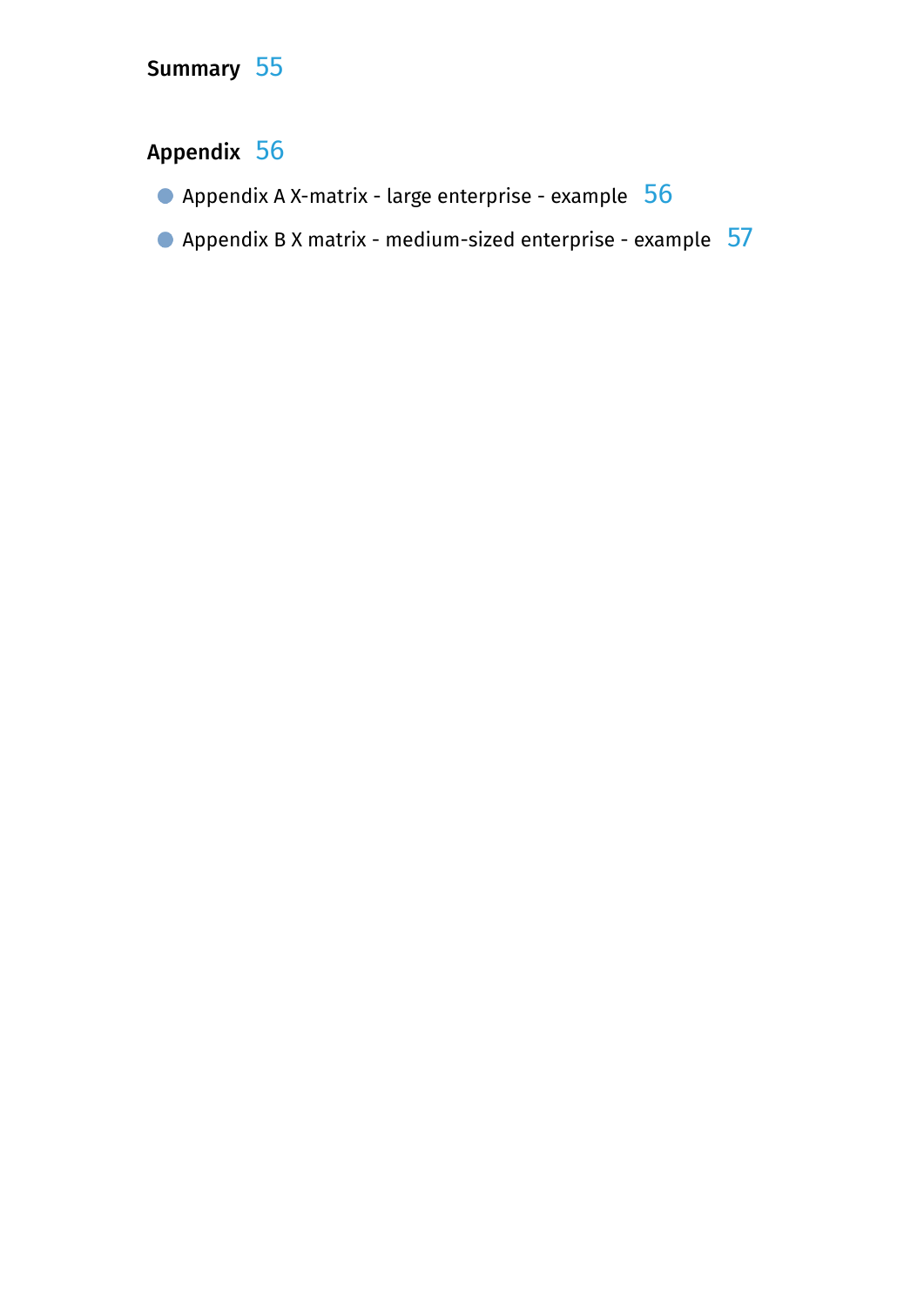**Summary** 55

**Appendix** 56

- Appendix A X-matrix - large enterprise - example 56
- Appendix B X matrix - medium-sized enterprise - example 57